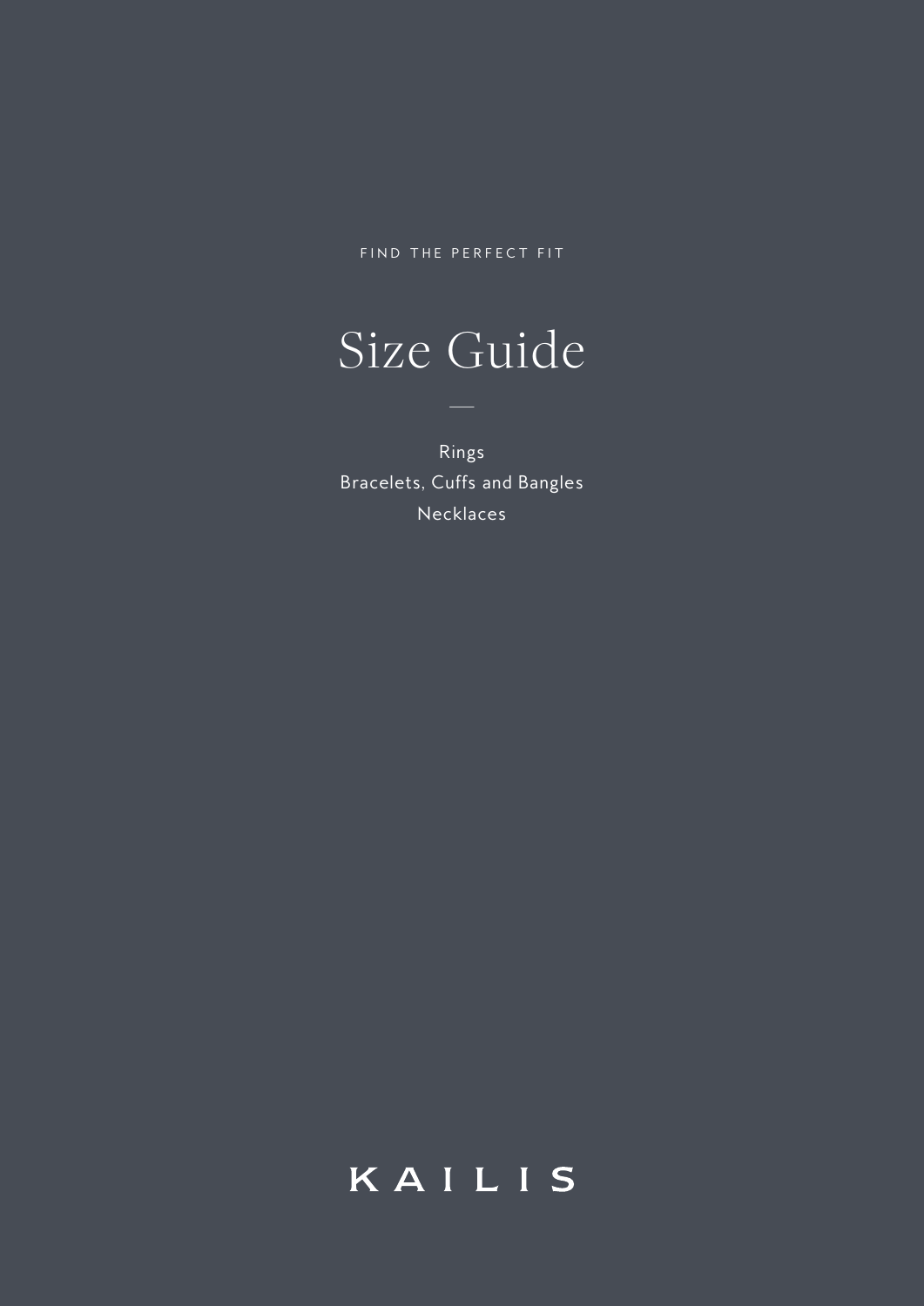FIND THE PERFECT FIT

# Size Guide

Rings
Bracelets, Cuffs and Bangles
Necklaces

KAILIS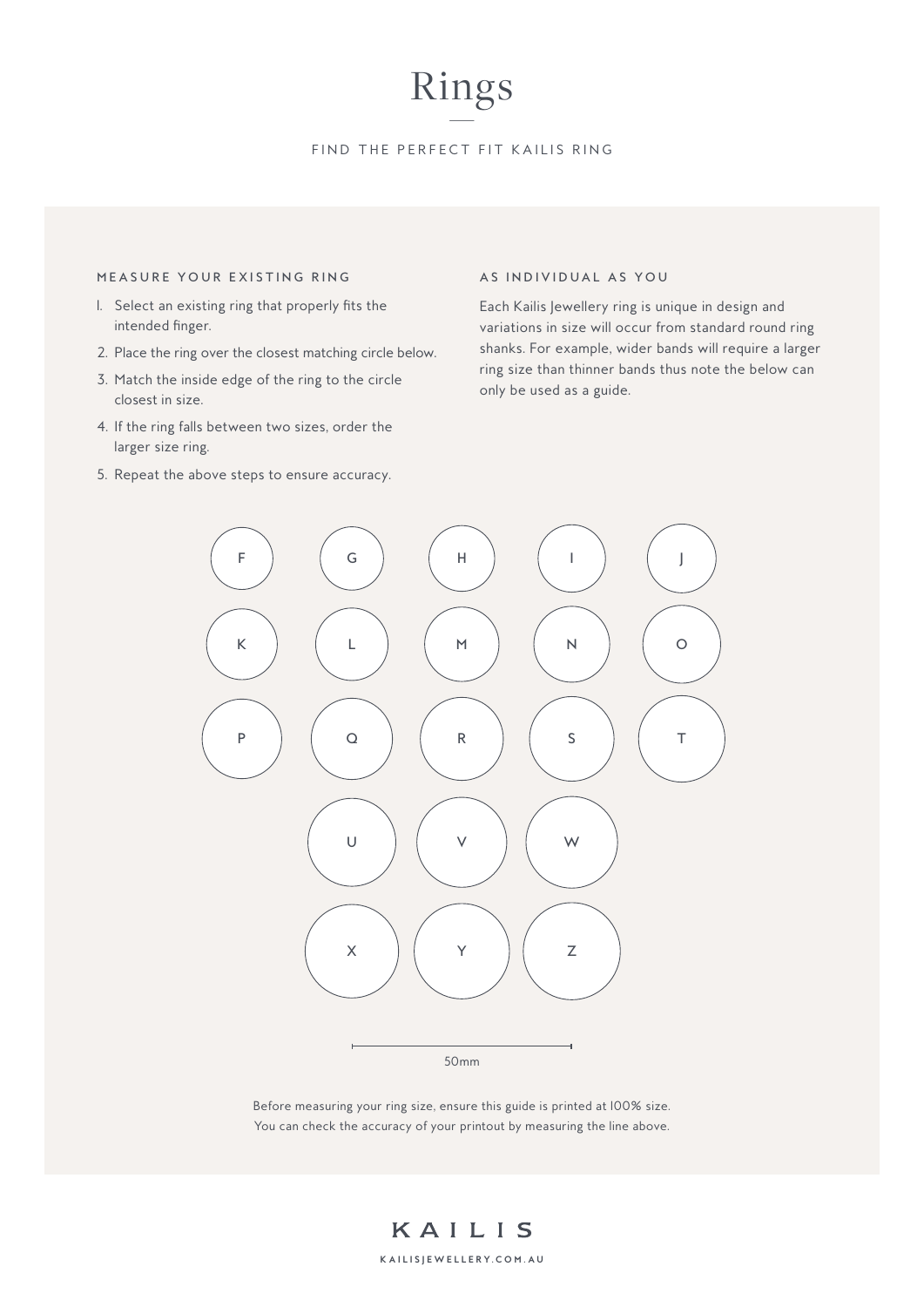# Rings

FIND THE PERFECT FIT KAILIS RING

### MEASURE YOUR EXISTING RING

1. Select an existing ring that properly fits the intended finger.
2. Place the ring over the closest matching circle below.
3. Match the inside edge of the ring to the circle closest in size.
4. If the ring falls between two sizes, order the larger size ring.
5. Repeat the above steps to ensure accuracy.

### AS INDIVIDUAL AS YOU

Each Kailis Jewellery ring is unique in design and variations in size will occur from standard round ring shanks. For example, wider bands will require a larger ring size than thinner bands thus note the below can only be used as a guide.

F G H I J

K L M N O

P Q R S T

U V W

X Y Z

50mm

Before measuring your ring size, ensure this guide is printed at 100% size.
You can check the accuracy of your printout by measuring the line above.

KAILIS

KAILISJEWELLERY.COM.AU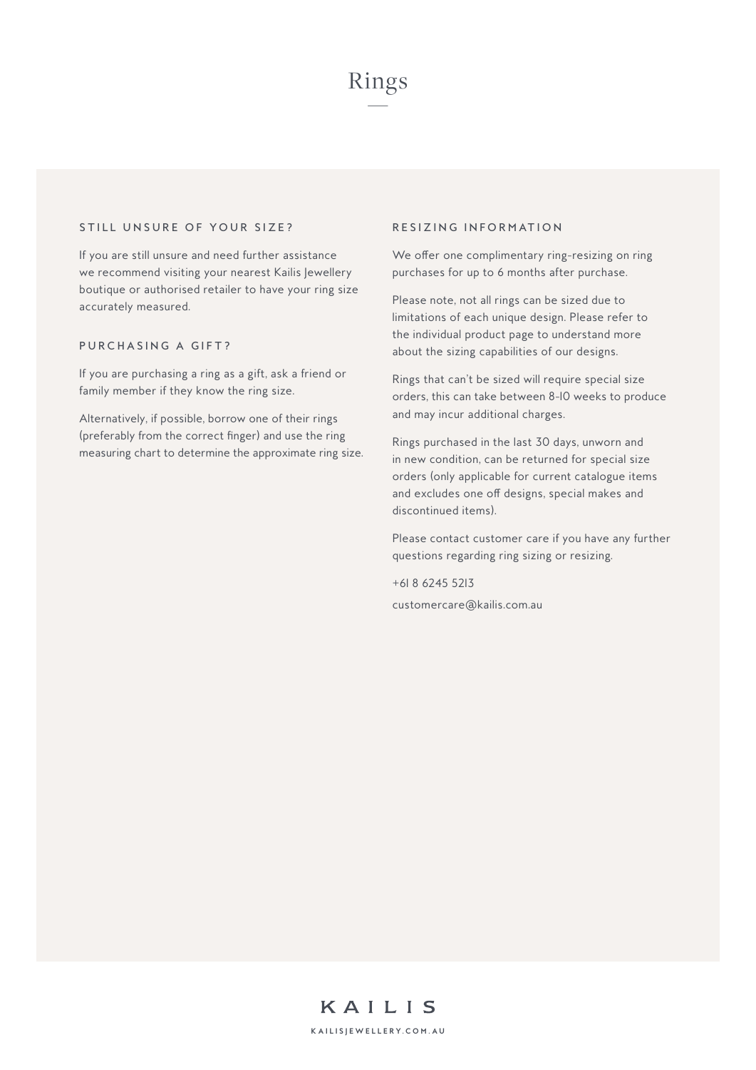# Rings

## STILL UNSURE OF YOUR SIZE?

If you are still unsure and need further assistance we recommend visiting your nearest Kailis Jewellery boutique or authorised retailer to have your ring size accurately measured.

## PURCHASING A GIFT?

If you are purchasing a ring as a gift, ask a friend or family member if they know the ring size.

Alternatively, if possible, borrow one of their rings (preferably from the correct finger) and use the ring measuring chart to determine the approximate ring size.

## RESIZING INFORMATION

We offer one complimentary ring-resizing on ring purchases for up to 6 months after purchase.

Please note, not all rings can be sized due to limitations of each unique design. Please refer to the individual product page to understand more about the sizing capabilities of our designs.

Rings that can't be sized will require special size orders, this can take between 8-10 weeks to produce and may incur additional charges.

Rings purchased in the last 30 days, unworn and in new condition, can be returned for special size orders (only applicable for current catalogue items and excludes one off designs, special makes and discontinued items).

Please contact customer care if you have any further questions regarding ring sizing or resizing.

+61 8 6245 5213

customercare@kailis.com.au

KAILIS

KAILISJEWELLERY.COM.AU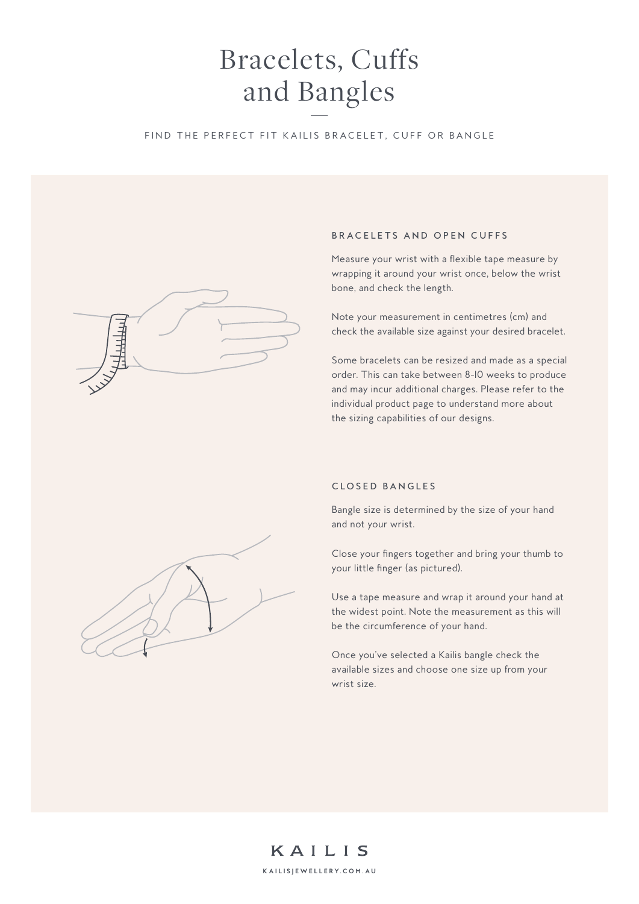# Bracelets, Cuffs and Bangles

FIND THE PERFECT FIT KAILIS BRACELET, CUFF OR BANGLE

### BRACELETS AND OPEN CUFFS

Measure your wrist with a flexible tape measure by wrapping it around your wrist once, below the wrist bone, and check the length.

Note your measurement in centimetres (cm) and check the available size against your desired bracelet.

Some bracelets can be resized and made as a special order. This can take between 8-10 weeks to produce and may incur additional charges. Please refer to the individual product page to understand more about the sizing capabilities of our designs.

### CLOSED BANGLES

Bangle size is determined by the size of your hand and not your wrist.

Close your fingers together and bring your thumb to your little finger (as pictured).

Use a tape measure and wrap it around your hand at the widest point. Note the measurement as this will be the circumference of your hand.

Once you've selected a Kailis bangle check the available sizes and choose one size up from your wrist size.

KAILIS

KAILISJEWELLERY.COM.AU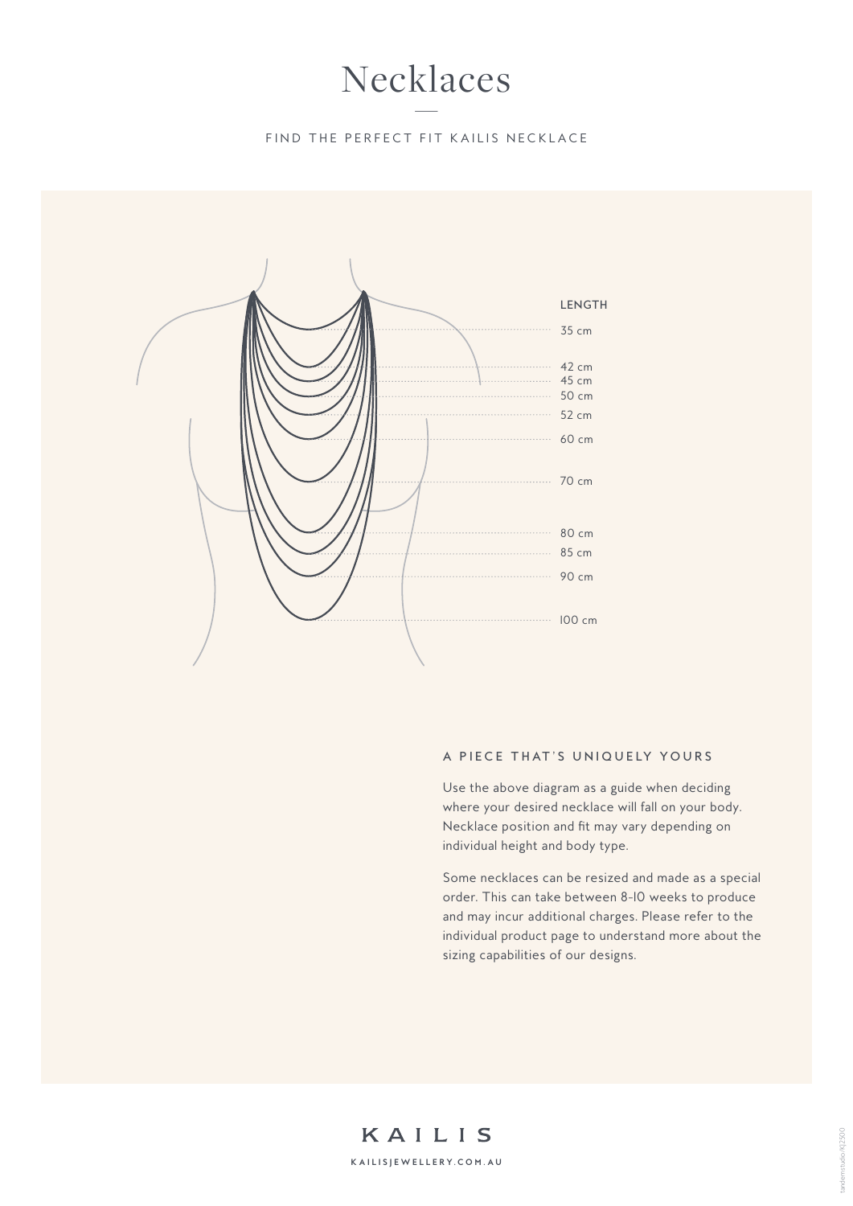# Necklaces

FIND THE PERFECT FIT KAILIS NECKLACE

LENGTH

35 cm

42 cm

45 cm

50 cm

52 cm

60 cm

70 cm

80 cm

85 cm

90 cm

100 cm

## A PIECE THAT'S UNIQUELY YOURS

Use the above diagram as a guide when deciding where your desired necklace will fall on your body. Necklace position and fit may vary depending on individual height and body type.

Some necklaces can be resized and made as a special order. This can take between 8-10 weeks to produce and may incur additional charges. Please refer to the individual product page to understand more about the sizing capabilities of our designs.

KAILIS

KAILISJEWELLERY.COM.AU